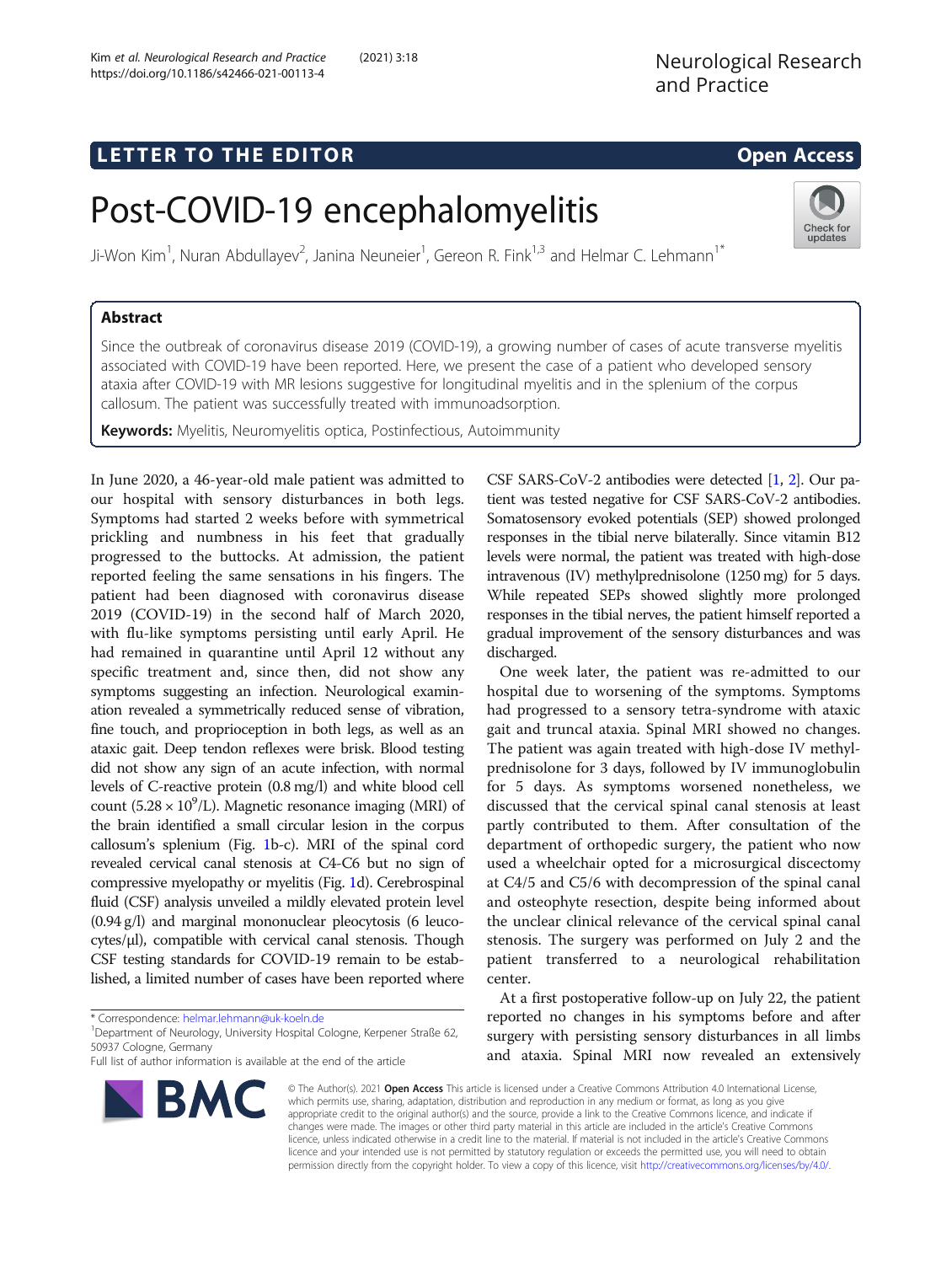LETTER TO THE EDITOR

Open Access

# Post-COVID-19 encephalomyelitis

Ji-Won Kim[1], Nuran Abdullayev[2], Janina Neuneier[1], Gereon R. Fink[1,3] and Helmar C. Lehmann[1*]

## Abstract

Since the outbreak of coronavirus disease 2019 (COVID-19), a growing number of cases of acute transverse myelitis associated with COVID-19 have been reported. Here, we present the case of a patient who developed sensory ataxia after COVID-19 with MR lesions suggestive for longitudinal myelitis and in the splenium of the corpus callosum. The patient was successfully treated with immunoadsorption.

**Keywords:** Myelitis, Neuromyelitis optica, Postinfectious, Autoimmunity

In June 2020, a 46-year-old male patient was admitted to our hospital with sensory disturbances in both legs. Symptoms had started 2 weeks before with symmetrical prickling and numbness in his feet that gradually progressed to the buttocks. At admission, the patient reported feeling the same sensations in his fingers. The patient had been diagnosed with coronavirus disease 2019 (COVID-19) in the second half of March 2020, with flu-like symptoms persisting until early April. He had remained in quarantine until April 12 without any specific treatment and, since then, did not show any symptoms suggesting an infection. Neurological examination revealed a symmetrically reduced sense of vibration, fine touch, and proprioception in both legs, as well as an ataxic gait. Deep tendon reflexes were brisk. Blood testing did not show any sign of an acute infection, with normal levels of C-reactive protein (0.8 mg/l) and white blood cell count ($5.28 \times 10^9$/L). Magnetic resonance imaging (MRI) of the brain identified a small circular lesion in the corpus callosum's splenium (Fig. 1b-c). MRI of the spinal cord revealed cervical canal stenosis at C4-C6 but no sign of compressive myelopathy or myelitis (Fig. 1d). Cerebrospinal fluid (CSF) analysis unveiled a mildly elevated protein level (0.94 g/l) and marginal mononuclear pleocytosis (6 leucocytes/μl), compatible with cervical canal stenosis. Though CSF testing standards for COVID-19 remain to be established, a limited number of cases have been reported where CSF SARS-CoV-2 antibodies were detected [1, 2]. Our patient was tested negative for CSF SARS-CoV-2 antibodies. Somatosensory evoked potentials (SEP) showed prolonged responses in the tibial nerve bilaterally. Since vitamin B12 levels were normal, the patient was treated with high-dose intravenous (IV) methylprednisolone (1250 mg) for 5 days. While repeated SEPs showed slightly more prolonged responses in the tibial nerves, the patient himself reported a gradual improvement of the sensory disturbances and was discharged.

One week later, the patient was re-admitted to our hospital due to worsening of the symptoms. Symptoms had progressed to a sensory tetra-syndrome with ataxic gait and truncal ataxia. Spinal MRI showed no changes. The patient was again treated with high-dose IV methylprednisolone for 3 days, followed by IV immunoglobulin for 5 days. As symptoms worsened nonetheless, we discussed that the cervical spinal canal stenosis at least partly contributed to them. After consultation of the department of orthopedic surgery, the patient who now used a wheelchair opted for a microsurgical discectomy at C4/5 and C5/6 with decompression of the spinal canal and osteophyte resection, despite being informed about the unclear clinical relevance of the cervical spinal canal stenosis. The surgery was performed on July 2 and the patient transferred to a neurological rehabilitation center.

At a first postoperative follow-up on July 22, the patient reported no changes in his symptoms before and after surgery with persisting sensory disturbances in all limbs and ataxia. Spinal MRI now revealed an extensively

\* Correspondence: helmar.lehmann@uk-koeln.de

[1] Department of Neurology, University Hospital Cologne, Kerpener Straße 62, 50937 Cologne, Germany

Full list of author information is available at the end of the article

© The Author(s). 2021 **Open Access** This article is licensed under a Creative Commons Attribution 4.0 International License, which permits use, sharing, adaptation, distribution and reproduction in any medium or format, as long as you give appropriate credit to the original author(s) and the source, provide a link to the Creative Commons licence, and indicate if changes were made. The images or other third party material in this article are included in the article's Creative Commons licence, unless indicated otherwise in a credit line to the material. If material is not included in the article's Creative Commons licence and your intended use is not permitted by statutory regulation or exceeds the permitted use, you will need to obtain permission directly from the copyright holder. To view a copy of this licence, visit http://creativecommons.org/licenses/by/4.0/.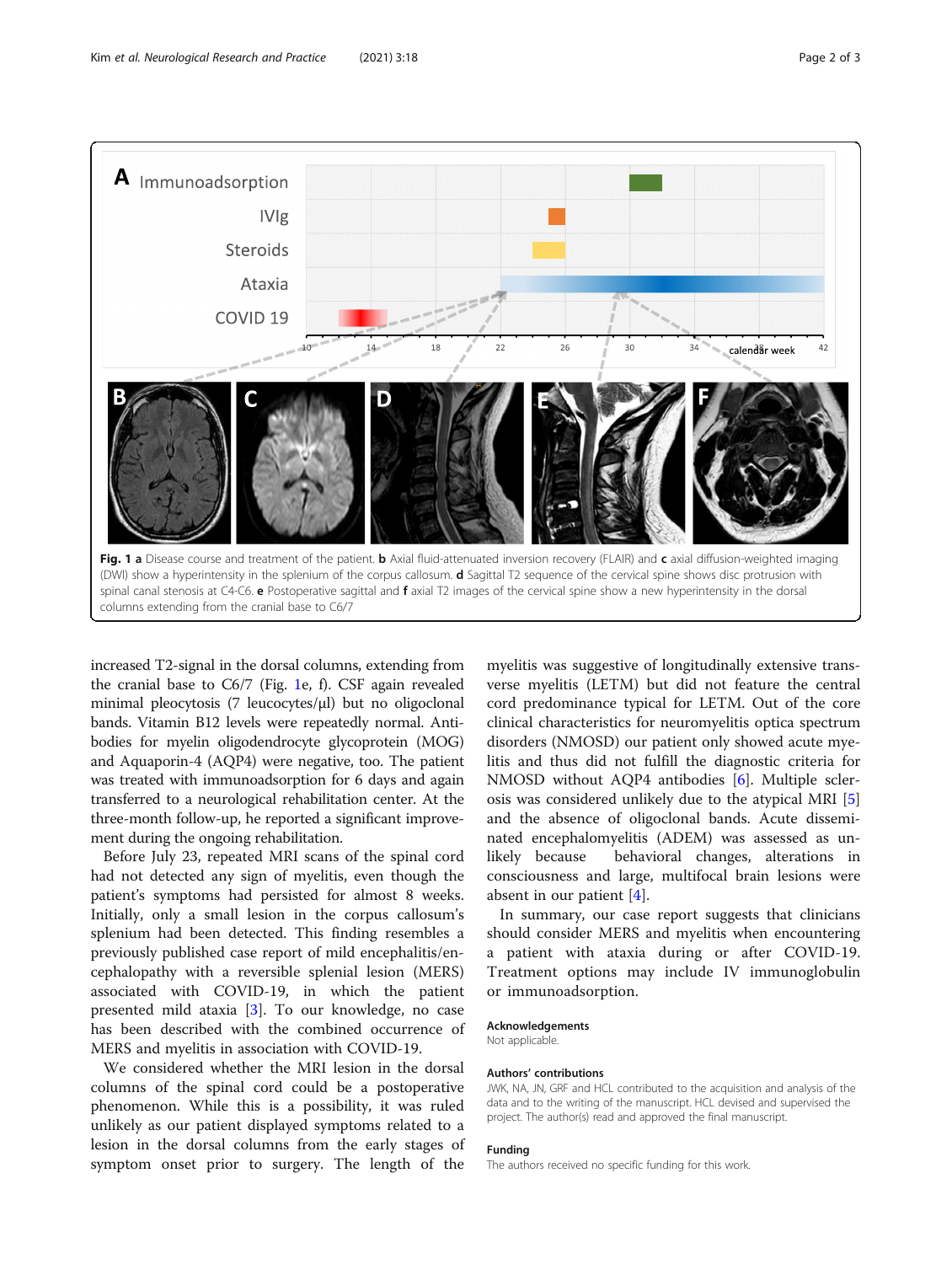**Fig. 1** **a** Disease course and treatment of the patient. **b** Axial fluid-attenuated inversion recovery (FLAIR) and **c** axial diffusion-weighted imaging (DWI) show a hyperintensity in the splenium of the corpus callosum. **d** Sagittal T2 sequence of the cervical spine shows disc protrusion with spinal canal stenosis at C4-C6. **e** Postoperative sagittal and **f** axial T2 images of the cervical spine show a new hyperintensity in the dorsal columns extending from the cranial base to C6/7

increased T2-signal in the dorsal columns, extending from the cranial base to C6/7 (Fig. 1e, f). CSF again revealed minimal pleocytosis (7 leucocytes/μl) but no oligoclonal bands. Vitamin B12 levels were repeatedly normal. Antibodies for myelin oligodendrocyte glycoprotein (MOG) and Aquaporin-4 (AQP4) were negative, too. The patient was treated with immunoadsorption for 6 days and again transferred to a neurological rehabilitation center. At the three-month follow-up, he reported a significant improvement during the ongoing rehabilitation.

Before July 23, repeated MRI scans of the spinal cord had not detected any sign of myelitis, even though the patient's symptoms had persisted for almost 8 weeks. Initially, only a small lesion in the corpus callosum's splenium had been detected. This finding resembles a previously published case report of mild encephalitis/encephalopathy with a reversible splenial lesion (MERS) associated with COVID-19, in which the patient presented mild ataxia [3]. To our knowledge, no case has been described with the combined occurrence of MERS and myelitis in association with COVID-19.

We considered whether the MRI lesion in the dorsal columns of the spinal cord could be a postoperative phenomenon. While this is a possibility, it was ruled unlikely as our patient displayed symptoms related to a lesion in the dorsal columns from the early stages of symptom onset prior to surgery. The length of the myelitis was suggestive of longitudinally extensive transverse myelitis (LETM) but did not feature the central cord predominance typical for LETM. Out of the core clinical characteristics for neuromyelitis optica spectrum disorders (NMOSD) our patient only showed acute myelitis and thus did not fulfill the diagnostic criteria for NMOSD without AQP4 antibodies [6]. Multiple sclerosis was considered unlikely due to the atypical MRI [5] and the absence of oligoclonal bands. Acute disseminated encephalomyelitis (ADEM) was assessed as unlikely because behavioral changes, alterations in consciousness and large, multifocal brain lesions were absent in our patient [4].

In summary, our case report suggests that clinicians should consider MERS and myelitis when encountering a patient with ataxia during or after COVID-19. Treatment options may include IV immunoglobulin or immunoadsorption.

## Acknowledgements

Not applicable.

## Authors' contributions

JWK, NA, JN, GRF and HCL contributed to the acquisition and analysis of the data and to the writing of the manuscript. HCL devised and supervised the project. The author(s) read and approved the final manuscript.

## Funding

The authors received no specific funding for this work.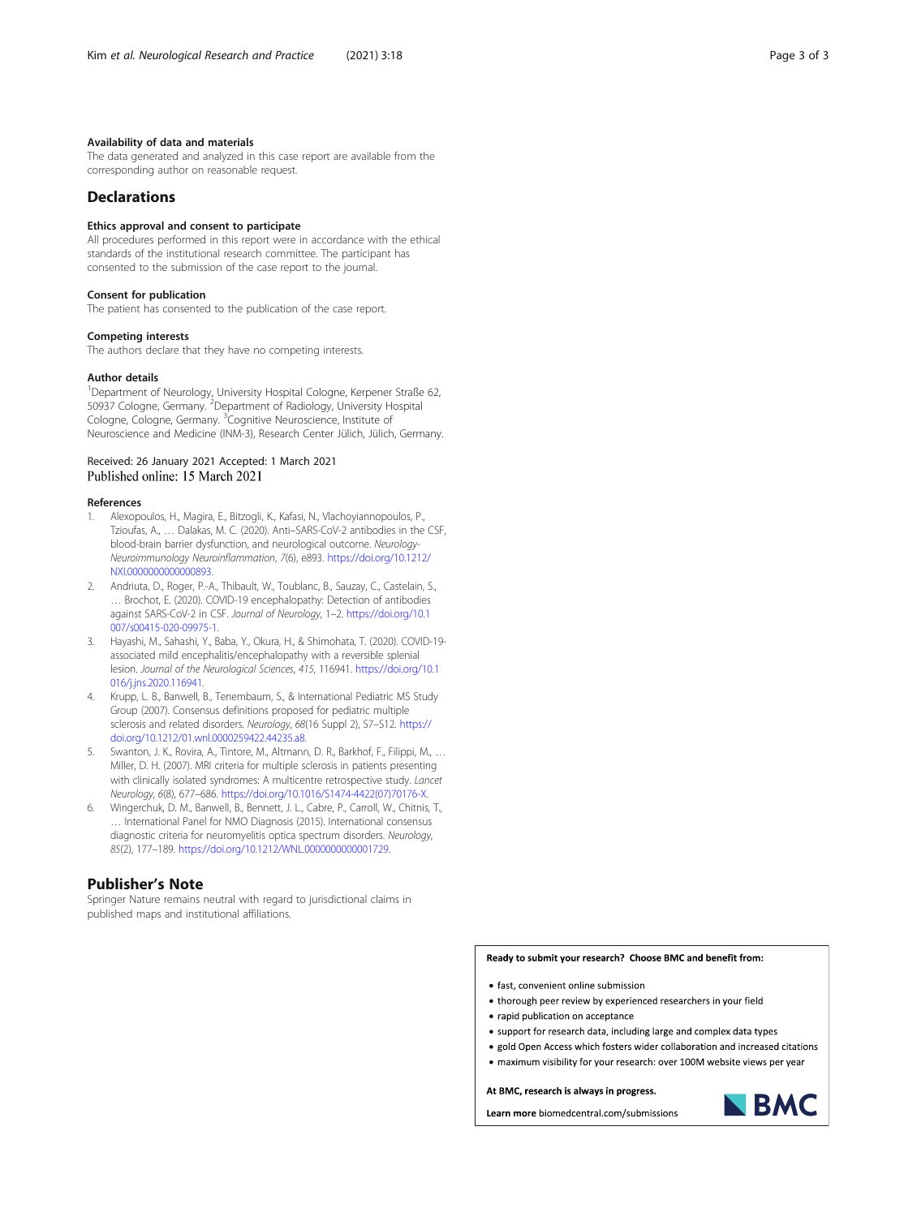### Availability of data and materials

The data generated and analyzed in this case report are available from the corresponding author on reasonable request.

## Declarations

### Ethics approval and consent to participate

All procedures performed in this report were in accordance with the ethical standards of the institutional research committee. The participant has consented to the submission of the case report to the journal.

### Consent for publication

The patient has consented to the publication of the case report.

### Competing interests

The authors declare that they have no competing interests.

### Author details

[1]Department of Neurology, University Hospital Cologne, Kerpener Straße 62, 50937 Cologne, Germany. [2]Department of Radiology, University Hospital Cologne, Cologne, Germany. [3]Cognitive Neuroscience, Institute of Neuroscience and Medicine (INM-3), Research Center Jülich, Jülich, Germany.

Received: 26 January 2021 Accepted: 1 March 2021
Published online: 15 March 2021

### References

1. Alexopoulos, H., Magira, E., Bitzogli, K., Kafasi, N., Vlachoyiannopoulos, P., Tzioufas, A., … Dalakas, M. C. (2020). Anti–SARS-CoV-2 antibodies in the CSF, blood-brain barrier dysfunction, and neurological outcome. *Neurology-Neuroimmunology Neuroinflammation*, *7*(6), e893. https://doi.org/10.1212/NXI.0000000000000893.
2. Andriuta, D., Roger, P.-A., Thibault, W., Toublanc, B., Sauzay, C., Castelain, S., … Brochot, E. (2020). COVID-19 encephalopathy: Detection of antibodies against SARS-CoV-2 in CSF. *Journal of Neurology*, 1–2. https://doi.org/10.1007/s00415-020-09975-1.
3. Hayashi, M., Sahashi, Y., Baba, Y., Okura, H., & Shimohata, T. (2020). COVID-19-associated mild encephalitis/encephalopathy with a reversible splenial lesion. *Journal of the Neurological Sciences*, *415*, 116941. https://doi.org/10.1016/j.jns.2020.116941.
4. Krupp, L. B., Banwell, B., Tenembaum, S., & International Pediatric MS Study Group (2007). Consensus definitions proposed for pediatric multiple sclerosis and related disorders. *Neurology*, *68*(16 Suppl 2), S7–S12. https://doi.org/10.1212/01.wnl.0000259422.44235.a8.
5. Swanton, J. K., Rovira, A., Tintore, M., Altmann, D. R., Barkhof, F., Filippi, M., … Miller, D. H. (2007). MRI criteria for multiple sclerosis in patients presenting with clinically isolated syndromes: A multicentre retrospective study. *Lancet Neurology*, *6*(8), 677–686. https://doi.org/10.1016/S1474-4422(07)70176-X.
6. Wingerchuk, D. M., Banwell, B., Bennett, J. L., Cabre, P., Carroll, W., Chitnis, T., … International Panel for NMO Diagnosis (2015). International consensus diagnostic criteria for neuromyelitis optica spectrum disorders. *Neurology*, *85*(2), 177–189. https://doi.org/10.1212/WNL.0000000000001729.

## Publisher's Note

Springer Nature remains neutral with regard to jurisdictional claims in published maps and institutional affiliations.

**Ready to submit your research? Choose BMC and benefit from:**

- fast, convenient online submission
- thorough peer review by experienced researchers in your field
- rapid publication on acceptance
- support for research data, including large and complex data types
- gold Open Access which fosters wider collaboration and increased citations
- maximum visibility for your research: over 100M website views per year

**At BMC, research is always in progress.**

**Learn more** biomedcentral.com/submissions

BMC